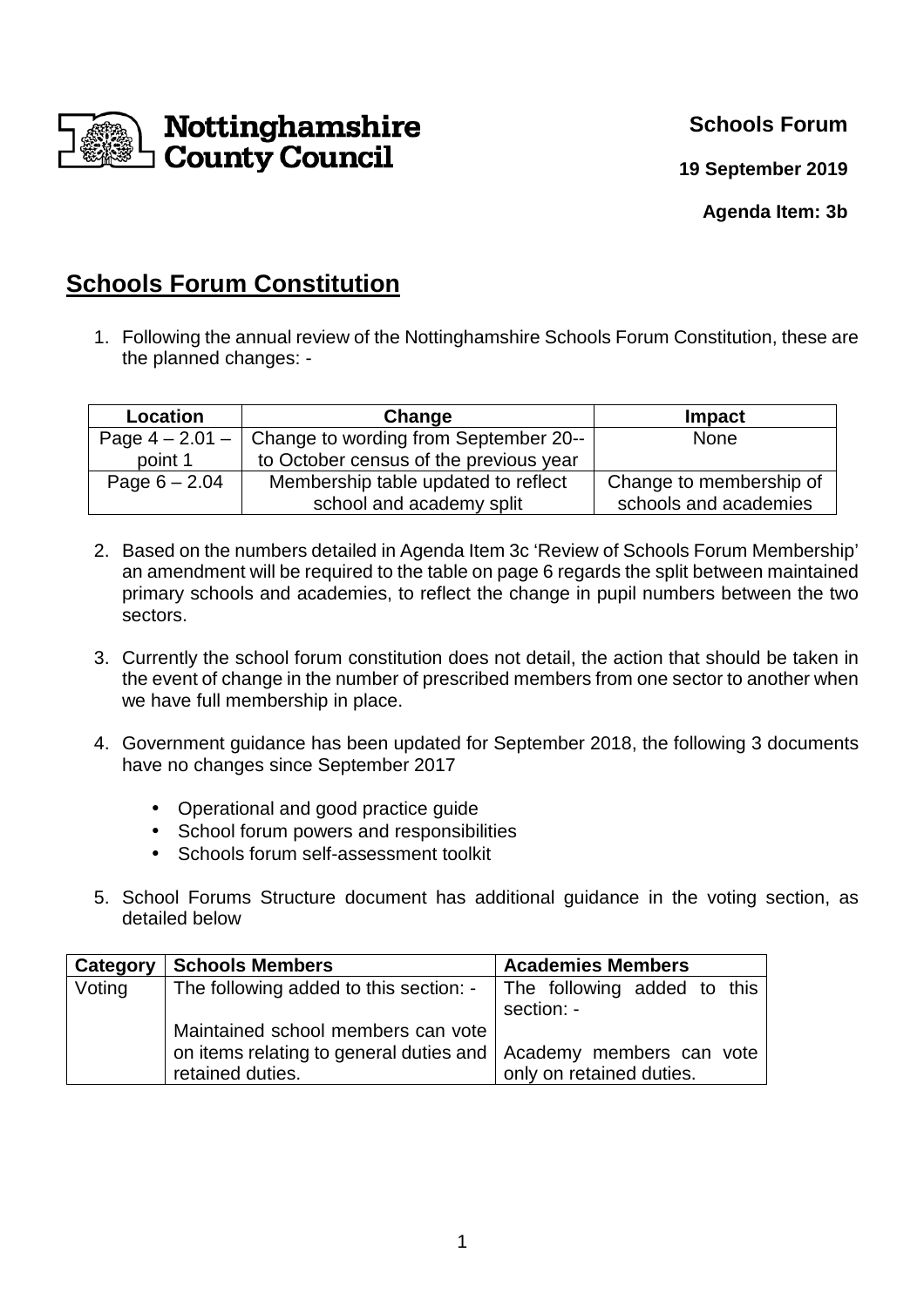Nottinghamshire County Council

**Schools Forum**

**19 September 2019**

**Agenda Item: 3b**

# Schools Forum Constitution

1. Following the annual review of the Nottinghamshire Schools Forum Constitution, these are the planned changes: -

| Location | Change | Impact |
|---|---|---|
| Page 4 – 2.01 – point 1 | Change to wording from September 20-- to October census of the previous year | None |
| Page 6 – 2.04 | Membership table updated to reflect school and academy split | Change to membership of schools and academies |

2. Based on the numbers detailed in Agenda Item 3c 'Review of Schools Forum Membership' an amendment will be required to the table on page 6 regards the split between maintained primary schools and academies, to reflect the change in pupil numbers between the two sectors.

3. Currently the school forum constitution does not detail, the action that should be taken in the event of change in the number of prescribed members from one sector to another when we have full membership in place.

4. Government guidance has been updated for September 2018, the following 3 documents have no changes since September 2017

   - Operational and good practice guide
   - School forum powers and responsibilities
   - Schools forum self-assessment toolkit

5. School Forums Structure document has additional guidance in the voting section, as detailed below

| Category | Schools Members | Academies Members |
|---|---|---|
| Voting | The following added to this section: -<br><br>Maintained school members can vote on items relating to general duties and retained duties. | The following added to this section: -<br><br>Academy members can vote only on retained duties. |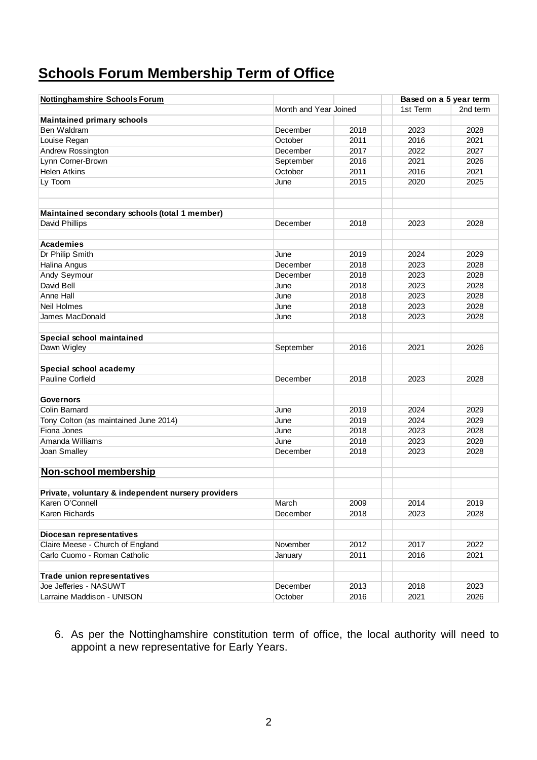# Schools Forum Membership Term of Office

| Nottinghamshire Schools Forum | | | Based on a 5 year term | |
|---|---|---|---|---|
| | Month and Year Joined | | 1st Term | 2nd term |
| **Maintained primary schools** | | | | |
| Ben Waldram | December | 2018 | 2023 | 2028 |
| Louise Regan | October | 2011 | 2016 | 2021 |
| Andrew Rossington | December | 2017 | 2022 | 2027 |
| Lynn Corner-Brown | September | 2016 | 2021 | 2026 |
| Helen Atkins | October | 2011 | 2016 | 2021 |
| Ly Toom | June | 2015 | 2020 | 2025 |
| | | | | |
| **Maintained secondary schools (total 1 member)** | | | | |
| David Phillips | December | 2018 | 2023 | 2028 |
| | | | | |
| **Academies** | | | | |
| Dr Philip Smith | June | 2019 | 2024 | 2029 |
| Halina Angus | December | 2018 | 2023 | 2028 |
| Andy Seymour | December | 2018 | 2023 | 2028 |
| David Bell | June | 2018 | 2023 | 2028 |
| Anne Hall | June | 2018 | 2023 | 2028 |
| Neil Holmes | June | 2018 | 2023 | 2028 |
| James MacDonald | June | 2018 | 2023 | 2028 |
| | | | | |
| **Special school maintained** | | | | |
| Dawn Wigley | September | 2016 | 2021 | 2026 |
| | | | | |
| **Special school academy** | | | | |
| Pauline Corfield | December | 2018 | 2023 | 2028 |
| | | | | |
| **Governors** | | | | |
| Colin Barnard | June | 2019 | 2024 | 2029 |
| Tony Colton (as maintained June 2014) | June | 2019 | 2024 | 2029 |
| Fiona Jones | June | 2018 | 2023 | 2028 |
| Amanda Williams | June | 2018 | 2023 | 2028 |
| Joan Smalley | December | 2018 | 2023 | 2028 |
| | | | | |
| **Non-school membership** | | | | |
| | | | | |
| **Private, voluntary & independent nursery providers** | | | | |
| Karen O'Connell | March | 2009 | 2014 | 2019 |
| Karen Richards | December | 2018 | 2023 | 2028 |
| | | | | |
| **Diocesan representatives** | | | | |
| Claire Meese - Church of England | November | 2012 | 2017 | 2022 |
| Carlo Cuomo - Roman Catholic | January | 2011 | 2016 | 2021 |
| | | | | |
| **Trade union representatives** | | | | |
| Joe Jefferies - NASUWT | December | 2013 | 2018 | 2023 |
| Larraine Maddison - UNISON | October | 2016 | 2021 | 2026 |

6. As per the Nottinghamshire constitution term of office, the local authority will need to appoint a new representative for Early Years.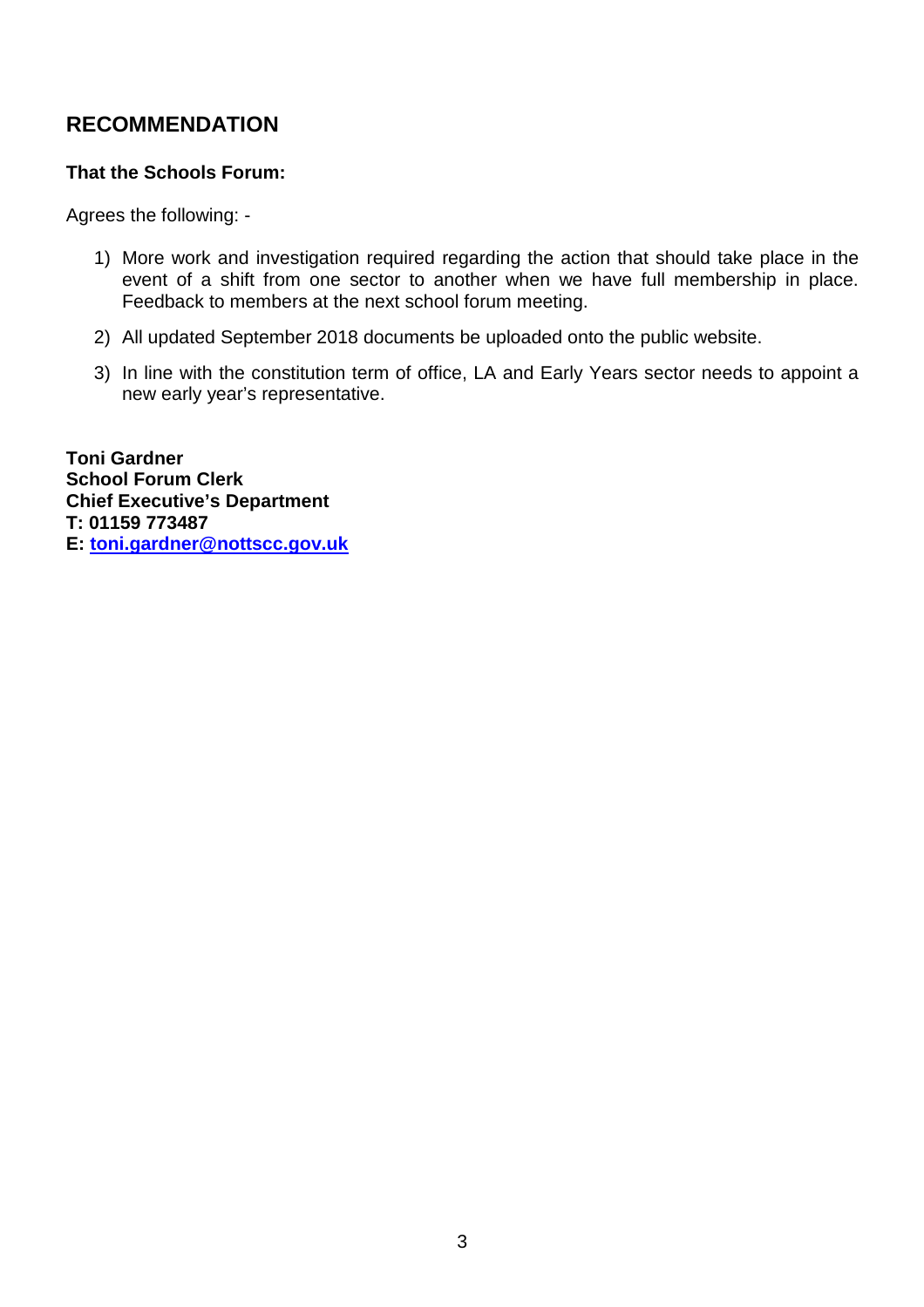## RECOMMENDATION

**That the Schools Forum:**

Agrees the following: -

1) More work and investigation required regarding the action that should take place in the event of a shift from one sector to another when we have full membership in place. Feedback to members at the next school forum meeting.

2) All updated September 2018 documents be uploaded onto the public website.

3) In line with the constitution term of office, LA and Early Years sector needs to appoint a new early year's representative.

**Toni Gardner**
**School Forum Clerk**
**Chief Executive's Department**
**T: 01159 773487**
**E: toni.gardner@nottscc.gov.uk**